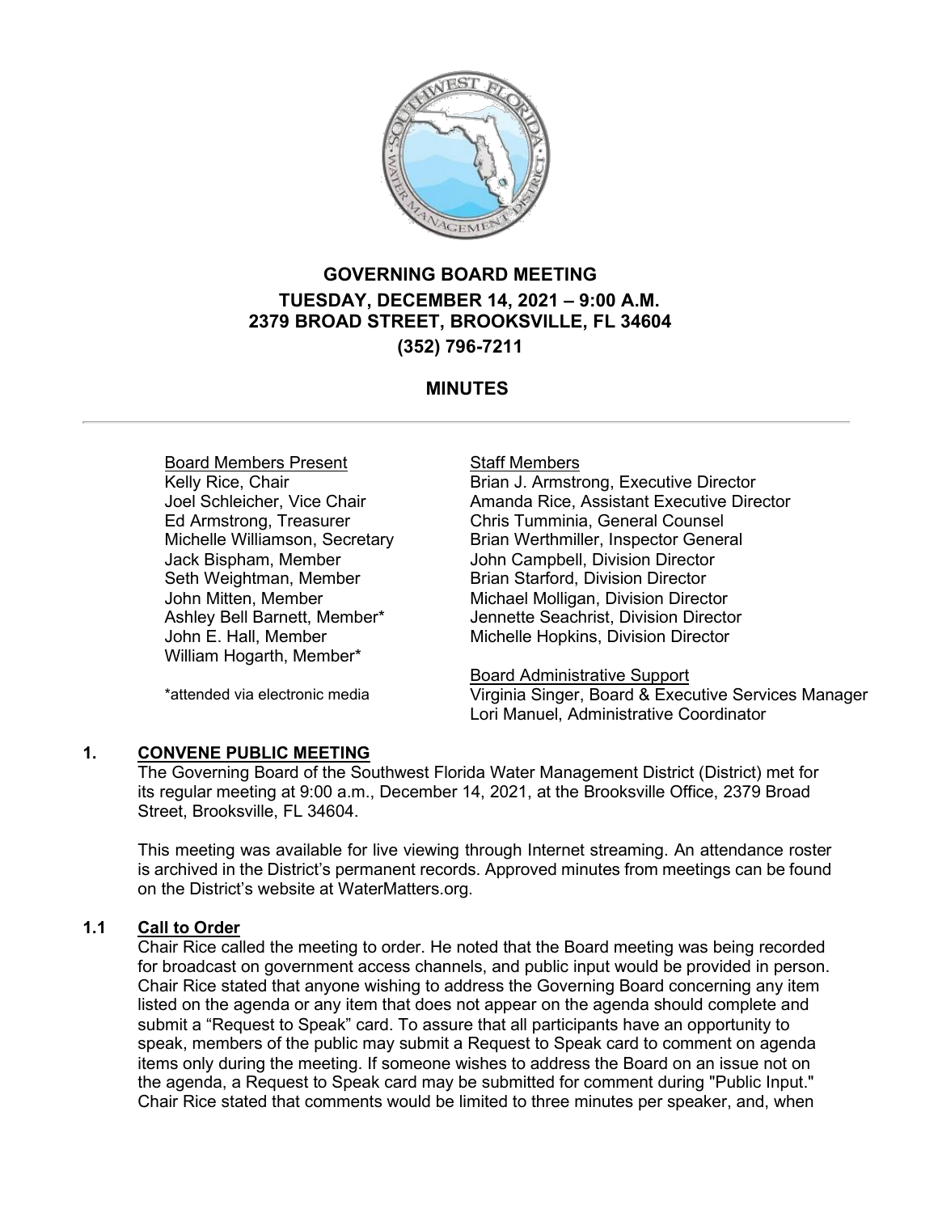# GOVERNING BOARD MEETING

## TUESDAY, DECEMBER 14, 2021 – 9:00 A.M.

## 2379 BROAD STREET, BROOKSVILLE, FL 34604

## (352) 796-7211

## MINUTES

---

| Board Members Present | Staff Members |
|---|---|
| Kelly Rice, Chair | Brian J. Armstrong, Executive Director |
| Joel Schleicher, Vice Chair | Amanda Rice, Assistant Executive Director |
| Ed Armstrong, Treasurer | Chris Tumminia, General Counsel |
| Michelle Williamson, Secretary | Brian Werthmiller, Inspector General |
| Jack Bispham, Member | John Campbell, Division Director |
| Seth Weightman, Member | Brian Starford, Division Director |
| John Mitten, Member | Michael Molligan, Division Director |
| Ashley Bell Barnett, Member* | Jennette Seachrist, Division Director |
| John E. Hall, Member | Michelle Hopkins, Division Director |
| William Hogarth, Member* | |

*attended via electronic media

**Board Administrative Support**
Virginia Singer, Board & Executive Services Manager
Lori Manuel, Administrative Coordinator

### 1. CONVENE PUBLIC MEETING

The Governing Board of the Southwest Florida Water Management District (District) met for its regular meeting at 9:00 a.m., December 14, 2021, at the Brooksville Office, 2379 Broad Street, Brooksville, FL 34604.

This meeting was available for live viewing through Internet streaming. An attendance roster is archived in the District's permanent records. Approved minutes from meetings can be found on the District's website at WaterMatters.org.

### 1.1 Call to Order

Chair Rice called the meeting to order. He noted that the Board meeting was being recorded for broadcast on government access channels, and public input would be provided in person. Chair Rice stated that anyone wishing to address the Governing Board concerning any item listed on the agenda or any item that does not appear on the agenda should complete and submit a "Request to Speak" card. To assure that all participants have an opportunity to speak, members of the public may submit a Request to Speak card to comment on agenda items only during the meeting. If someone wishes to address the Board on an issue not on the agenda, a Request to Speak card may be submitted for comment during "Public Input." Chair Rice stated that comments would be limited to three minutes per speaker, and, when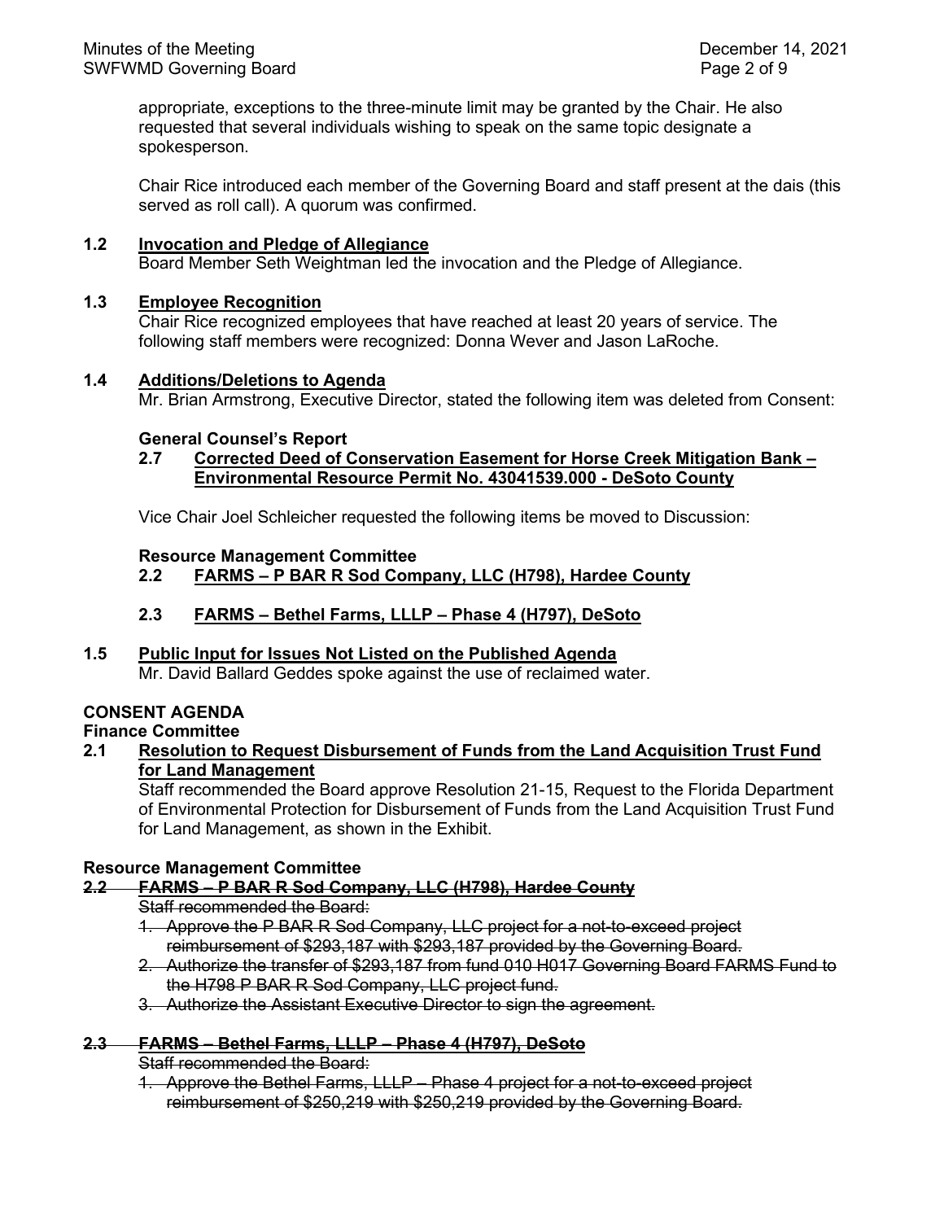appropriate, exceptions to the three-minute limit may be granted by the Chair. He also requested that several individuals wishing to speak on the same topic designate a spokesperson.

Chair Rice introduced each member of the Governing Board and staff present at the dais (this served as roll call). A quorum was confirmed.

**1.2 Invocation and Pledge of Allegiance**
Board Member Seth Weightman led the invocation and the Pledge of Allegiance.

**1.3 Employee Recognition**
Chair Rice recognized employees that have reached at least 20 years of service. The following staff members were recognized: Donna Wever and Jason LaRoche.

**1.4 Additions/Deletions to Agenda**
Mr. Brian Armstrong, Executive Director, stated the following item was deleted from Consent:

**General Counsel's Report**
**2.7 Corrected Deed of Conservation Easement for Horse Creek Mitigation Bank – Environmental Resource Permit No. 43041539.000 - DeSoto County**

Vice Chair Joel Schleicher requested the following items be moved to Discussion:

**Resource Management Committee**
**2.2 FARMS – P BAR R Sod Company, LLC (H798), Hardee County**

**2.3 FARMS – Bethel Farms, LLLP – Phase 4 (H797), DeSoto**

**1.5 Public Input for Issues Not Listed on the Published Agenda**
Mr. David Ballard Geddes spoke against the use of reclaimed water.

**CONSENT AGENDA**
**Finance Committee**
**2.1 Resolution to Request Disbursement of Funds from the Land Acquisition Trust Fund for Land Management**
Staff recommended the Board approve Resolution 21-15, Request to the Florida Department of Environmental Protection for Disbursement of Funds from the Land Acquisition Trust Fund for Land Management, as shown in the Exhibit.

**Resource Management Committee**
**~~2.2 FARMS – P BAR R Sod Company, LLC (H798), Hardee County~~**
~~Staff recommended the Board:~~
1. ~~Approve the P BAR R Sod Company, LLC project for a not-to-exceed project reimbursement of $293,187 with $293,187 provided by the Governing Board.~~
2. ~~Authorize the transfer of $293,187 from fund 010 H017 Governing Board FARMS Fund to the H798 P BAR R Sod Company, LLC project fund.~~
3. ~~Authorize the Assistant Executive Director to sign the agreement.~~

**~~2.3 FARMS – Bethel Farms, LLLP – Phase 4 (H797), DeSoto~~**
~~Staff recommended the Board:~~
1. ~~Approve the Bethel Farms, LLLP – Phase 4 project for a not-to-exceed project reimbursement of $250,219 with $250,219 provided by the Governing Board.~~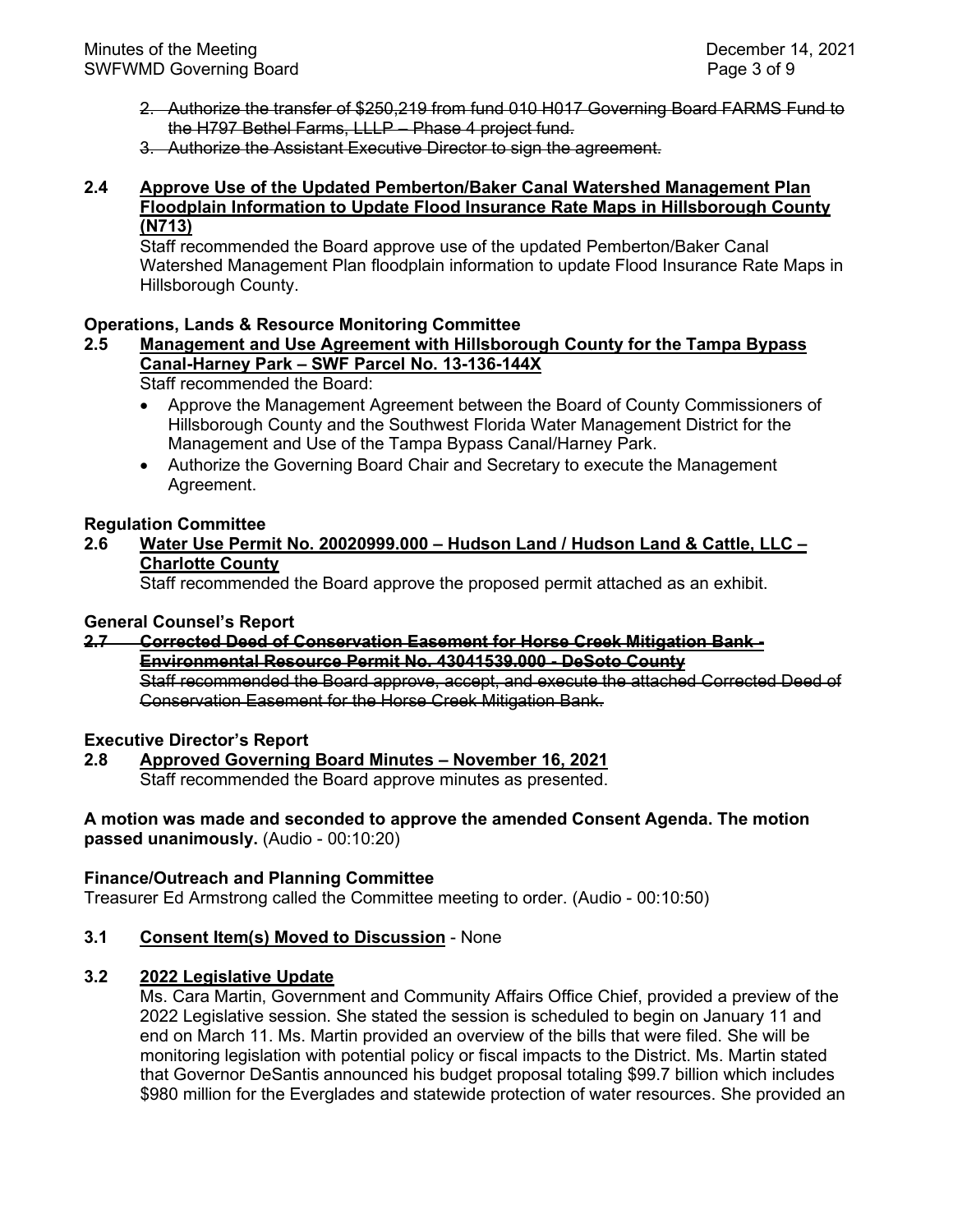2. ~~Authorize the transfer of $250,219 from fund 010 H017 Governing Board FARMS Fund to the H797 Bethel Farms, LLLP – Phase 4 project fund.~~
3. ~~Authorize the Assistant Executive Director to sign the agreement.~~

**2.4 <u>Approve Use of the Updated Pemberton/Baker Canal Watershed Management Plan Floodplain Information to Update Flood Insurance Rate Maps in Hillsborough County (N713)</u>**

Staff recommended the Board approve use of the updated Pemberton/Baker Canal Watershed Management Plan floodplain information to update Flood Insurance Rate Maps in Hillsborough County.

**Operations, Lands & Resource Monitoring Committee**

**2.5 <u>Management and Use Agreement with Hillsborough County for the Tampa Bypass Canal-Harney Park – SWF Parcel No. 13-136-144X</u>**

Staff recommended the Board:

- Approve the Management Agreement between the Board of County Commissioners of Hillsborough County and the Southwest Florida Water Management District for the Management and Use of the Tampa Bypass Canal/Harney Park.
- Authorize the Governing Board Chair and Secretary to execute the Management Agreement.

**Regulation Committee**

**2.6 <u>Water Use Permit No. 20020999.000 – Hudson Land / Hudson Land & Cattle, LLC – Charlotte County</u>**

Staff recommended the Board approve the proposed permit attached as an exhibit.

**General Counsel's Report**

**~~2.7 Corrected Deed of Conservation Easement for Horse Creek Mitigation Bank - Environmental Resource Permit No. 43041539.000 - DeSoto County~~**

~~Staff recommended the Board approve, accept, and execute the attached Corrected Deed of Conservation Easement for the Horse Creek Mitigation Bank.~~

**Executive Director's Report**

**2.8 <u>Approved Governing Board Minutes – November 16, 2021</u>**

Staff recommended the Board approve minutes as presented.

**A motion was made and seconded to approve the amended Consent Agenda. The motion passed unanimously.** (Audio - 00:10:20)

**Finance/Outreach and Planning Committee**

Treasurer Ed Armstrong called the Committee meeting to order. (Audio - 00:10:50)

**3.1 <u>Consent Item(s) Moved to Discussion</u>** - None

**3.2 <u>2022 Legislative Update</u>**

Ms. Cara Martin, Government and Community Affairs Office Chief, provided a preview of the 2022 Legislative session. She stated the session is scheduled to begin on January 11 and end on March 11. Ms. Martin provided an overview of the bills that were filed. She will be monitoring legislation with potential policy or fiscal impacts to the District. Ms. Martin stated that Governor DeSantis announced his budget proposal totaling $99.7 billion which includes $980 million for the Everglades and statewide protection of water resources. She provided an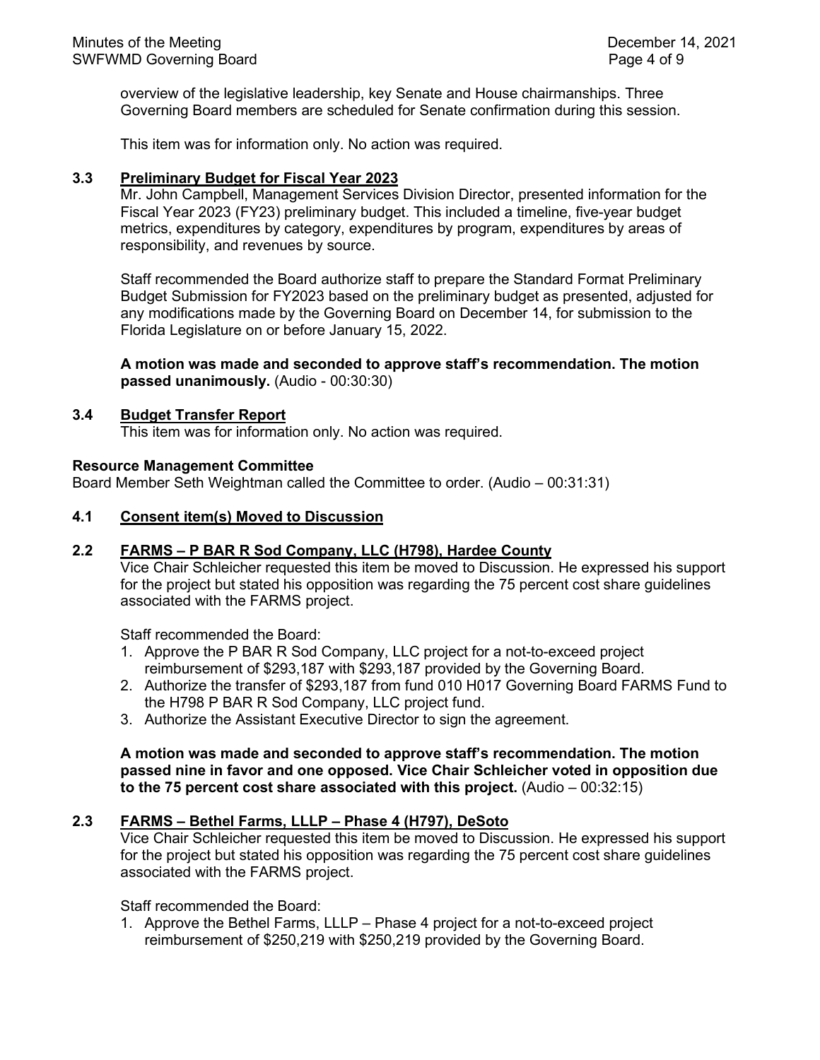overview of the legislative leadership, key Senate and House chairmanships. Three Governing Board members are scheduled for Senate confirmation during this session.

This item was for information only. No action was required.

### 3.3 Preliminary Budget for Fiscal Year 2023

Mr. John Campbell, Management Services Division Director, presented information for the Fiscal Year 2023 (FY23) preliminary budget. This included a timeline, five-year budget metrics, expenditures by category, expenditures by program, expenditures by areas of responsibility, and revenues by source.

Staff recommended the Board authorize staff to prepare the Standard Format Preliminary Budget Submission for FY2023 based on the preliminary budget as presented, adjusted for any modifications made by the Governing Board on December 14, for submission to the Florida Legislature on or before January 15, 2022.

**A motion was made and seconded to approve staff's recommendation. The motion passed unanimously.** (Audio - 00:30:30)

### 3.4 Budget Transfer Report

This item was for information only. No action was required.

**Resource Management Committee**

Board Member Seth Weightman called the Committee to order. (Audio – 00:31:31)

### 4.1 Consent item(s) Moved to Discussion

### 2.2 FARMS – P BAR R Sod Company, LLC (H798), Hardee County

Vice Chair Schleicher requested this item be moved to Discussion. He expressed his support for the project but stated his opposition was regarding the 75 percent cost share guidelines associated with the FARMS project.

Staff recommended the Board:

1. Approve the P BAR R Sod Company, LLC project for a not-to-exceed project reimbursement of $293,187 with $293,187 provided by the Governing Board.
2. Authorize the transfer of $293,187 from fund 010 H017 Governing Board FARMS Fund to the H798 P BAR R Sod Company, LLC project fund.
3. Authorize the Assistant Executive Director to sign the agreement.

**A motion was made and seconded to approve staff's recommendation. The motion passed nine in favor and one opposed. Vice Chair Schleicher voted in opposition due to the 75 percent cost share associated with this project.** (Audio – 00:32:15)

### 2.3 FARMS – Bethel Farms, LLLP – Phase 4 (H797), DeSoto

Vice Chair Schleicher requested this item be moved to Discussion. He expressed his support for the project but stated his opposition was regarding the 75 percent cost share guidelines associated with the FARMS project.

Staff recommended the Board:

1. Approve the Bethel Farms, LLLP – Phase 4 project for a not-to-exceed project reimbursement of $250,219 with $250,219 provided by the Governing Board.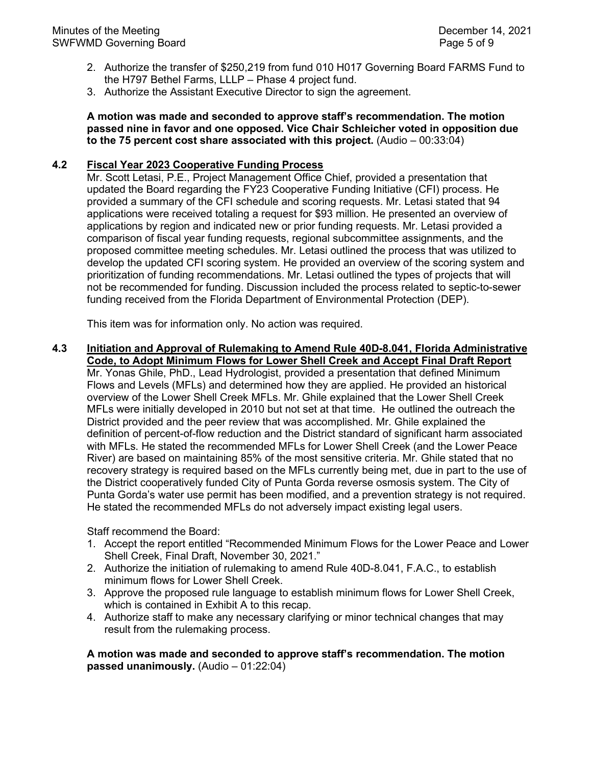2. Authorize the transfer of $250,219 from fund 010 H017 Governing Board FARMS Fund to the H797 Bethel Farms, LLLP – Phase 4 project fund.
3. Authorize the Assistant Executive Director to sign the agreement.

**A motion was made and seconded to approve staff's recommendation. The motion passed nine in favor and one opposed. Vice Chair Schleicher voted in opposition due to the 75 percent cost share associated with this project.** (Audio – 00:33:04)

**4.2 <u>Fiscal Year 2023 Cooperative Funding Process</u>**

Mr. Scott Letasi, P.E., Project Management Office Chief, provided a presentation that updated the Board regarding the FY23 Cooperative Funding Initiative (CFI) process. He provided a summary of the CFI schedule and scoring requests. Mr. Letasi stated that 94 applications were received totaling a request for $93 million. He presented an overview of applications by region and indicated new or prior funding requests. Mr. Letasi provided a comparison of fiscal year funding requests, regional subcommittee assignments, and the proposed committee meeting schedules. Mr. Letasi outlined the process that was utilized to develop the updated CFI scoring system. He provided an overview of the scoring system and prioritization of funding recommendations. Mr. Letasi outlined the types of projects that will not be recommended for funding. Discussion included the process related to septic-to-sewer funding received from the Florida Department of Environmental Protection (DEP).

This item was for information only. No action was required.

**4.3 <u>Initiation and Approval of Rulemaking to Amend Rule 40D-8.041, Florida Administrative Code, to Adopt Minimum Flows for Lower Shell Creek and Accept Final Draft Report</u>**

Mr. Yonas Ghile, PhD., Lead Hydrologist, provided a presentation that defined Minimum Flows and Levels (MFLs) and determined how they are applied. He provided an historical overview of the Lower Shell Creek MFLs. Mr. Ghile explained that the Lower Shell Creek MFLs were initially developed in 2010 but not set at that time. He outlined the outreach the District provided and the peer review that was accomplished. Mr. Ghile explained the definition of percent-of-flow reduction and the District standard of significant harm associated with MFLs. He stated the recommended MFLs for Lower Shell Creek (and the Lower Peace River) are based on maintaining 85% of the most sensitive criteria. Mr. Ghile stated that no recovery strategy is required based on the MFLs currently being met, due in part to the use of the District cooperatively funded City of Punta Gorda reverse osmosis system. The City of Punta Gorda's water use permit has been modified, and a prevention strategy is not required. He stated the recommended MFLs do not adversely impact existing legal users.

Staff recommend the Board:

1. Accept the report entitled "Recommended Minimum Flows for the Lower Peace and Lower Shell Creek, Final Draft, November 30, 2021."
2. Authorize the initiation of rulemaking to amend Rule 40D-8.041, F.A.C., to establish minimum flows for Lower Shell Creek.
3. Approve the proposed rule language to establish minimum flows for Lower Shell Creek, which is contained in Exhibit A to this recap.
4. Authorize staff to make any necessary clarifying or minor technical changes that may result from the rulemaking process.

**A motion was made and seconded to approve staff's recommendation. The motion passed unanimously.** (Audio – 01:22:04)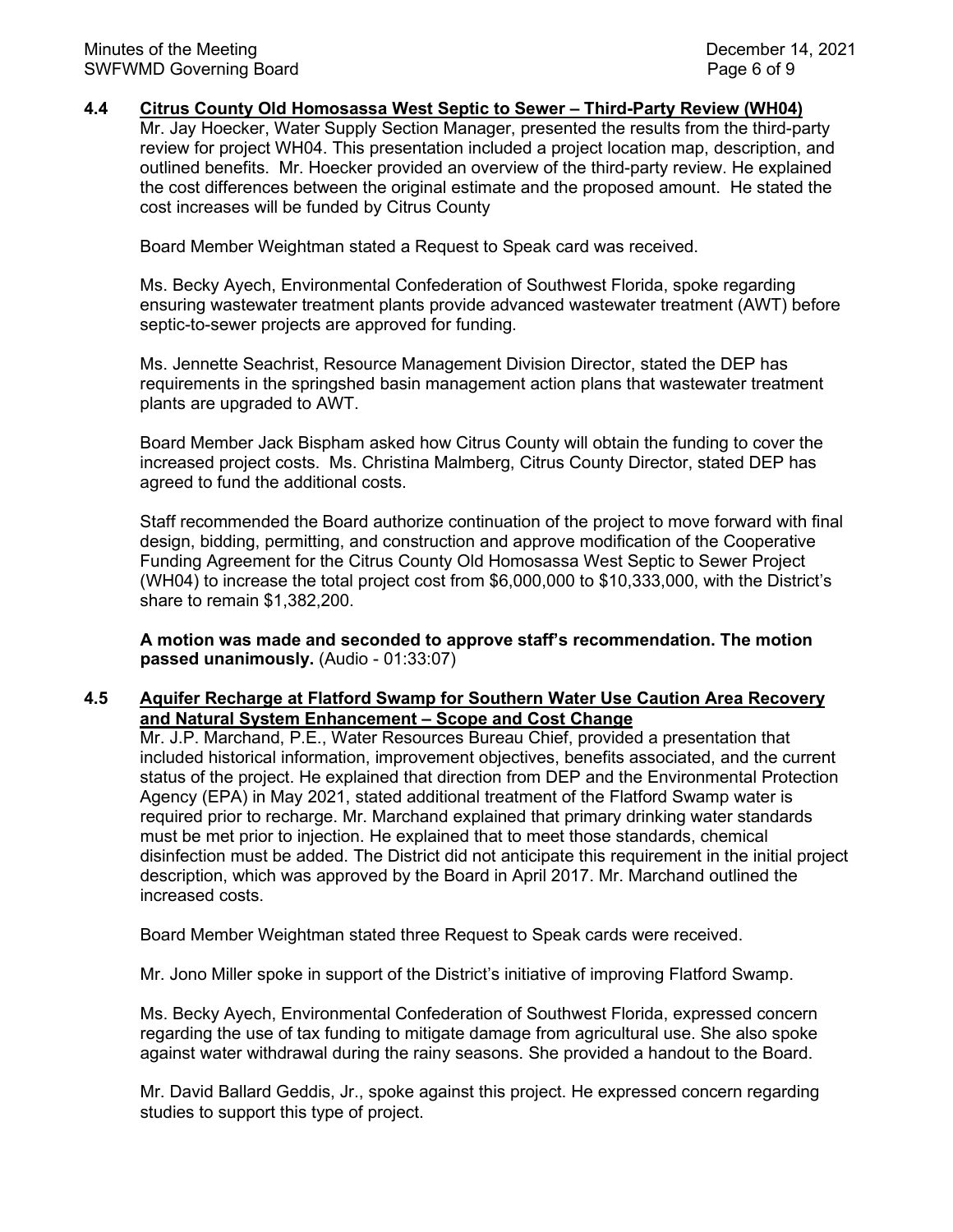**4.4 Citrus County Old Homosassa West Septic to Sewer – Third-Party Review (WH04)**

Mr. Jay Hoecker, Water Supply Section Manager, presented the results from the third-party review for project WH04. This presentation included a project location map, description, and outlined benefits. Mr. Hoecker provided an overview of the third-party review. He explained the cost differences between the original estimate and the proposed amount. He stated the cost increases will be funded by Citrus County

Board Member Weightman stated a Request to Speak card was received.

Ms. Becky Ayech, Environmental Confederation of Southwest Florida, spoke regarding ensuring wastewater treatment plants provide advanced wastewater treatment (AWT) before septic-to-sewer projects are approved for funding.

Ms. Jennette Seachrist, Resource Management Division Director, stated the DEP has requirements in the springshed basin management action plans that wastewater treatment plants are upgraded to AWT.

Board Member Jack Bispham asked how Citrus County will obtain the funding to cover the increased project costs. Ms. Christina Malmberg, Citrus County Director, stated DEP has agreed to fund the additional costs.

Staff recommended the Board authorize continuation of the project to move forward with final design, bidding, permitting, and construction and approve modification of the Cooperative Funding Agreement for the Citrus County Old Homosassa West Septic to Sewer Project (WH04) to increase the total project cost from $6,000,000 to $10,333,000, with the District's share to remain $1,382,200.

**A motion was made and seconded to approve staff's recommendation. The motion passed unanimously.** (Audio - 01:33:07)

**4.5 Aquifer Recharge at Flatford Swamp for Southern Water Use Caution Area Recovery and Natural System Enhancement – Scope and Cost Change**

Mr. J.P. Marchand, P.E., Water Resources Bureau Chief, provided a presentation that included historical information, improvement objectives, benefits associated, and the current status of the project. He explained that direction from DEP and the Environmental Protection Agency (EPA) in May 2021, stated additional treatment of the Flatford Swamp water is required prior to recharge. Mr. Marchand explained that primary drinking water standards must be met prior to injection. He explained that to meet those standards, chemical disinfection must be added. The District did not anticipate this requirement in the initial project description, which was approved by the Board in April 2017. Mr. Marchand outlined the increased costs.

Board Member Weightman stated three Request to Speak cards were received.

Mr. Jono Miller spoke in support of the District's initiative of improving Flatford Swamp.

Ms. Becky Ayech, Environmental Confederation of Southwest Florida, expressed concern regarding the use of tax funding to mitigate damage from agricultural use. She also spoke against water withdrawal during the rainy seasons. She provided a handout to the Board.

Mr. David Ballard Geddis, Jr., spoke against this project. He expressed concern regarding studies to support this type of project.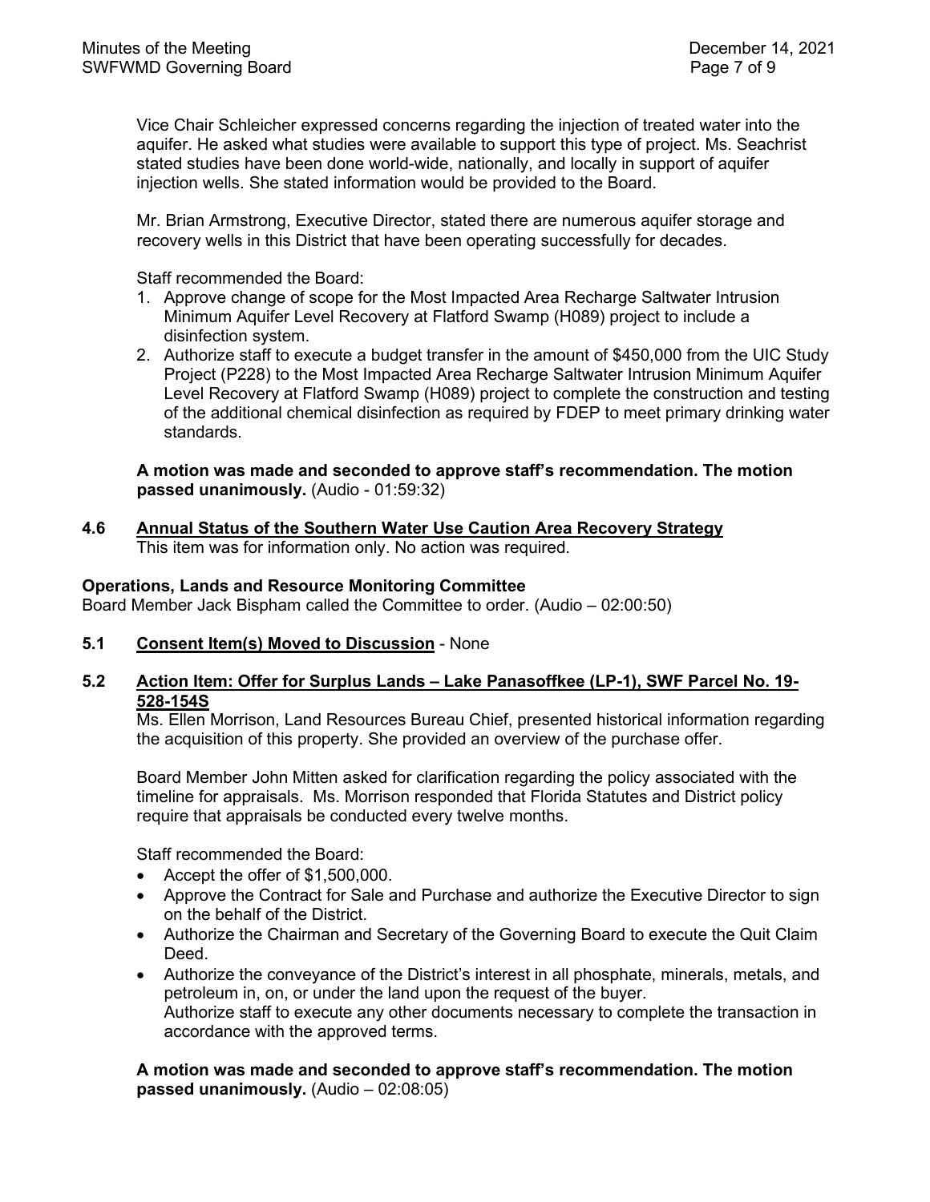Vice Chair Schleicher expressed concerns regarding the injection of treated water into the aquifer. He asked what studies were available to support this type of project. Ms. Seachrist stated studies have been done world-wide, nationally, and locally in support of aquifer injection wells. She stated information would be provided to the Board.

Mr. Brian Armstrong, Executive Director, stated there are numerous aquifer storage and recovery wells in this District that have been operating successfully for decades.

Staff recommended the Board:

1. Approve change of scope for the Most Impacted Area Recharge Saltwater Intrusion Minimum Aquifer Level Recovery at Flatford Swamp (H089) project to include a disinfection system.
2. Authorize staff to execute a budget transfer in the amount of $450,000 from the UIC Study Project (P228) to the Most Impacted Area Recharge Saltwater Intrusion Minimum Aquifer Level Recovery at Flatford Swamp (H089) project to complete the construction and testing of the additional chemical disinfection as required by FDEP to meet primary drinking water standards.

**A motion was made and seconded to approve staff's recommendation. The motion passed unanimously.** (Audio - 01:59:32)

**4.6 <u>Annual Status of the Southern Water Use Caution Area Recovery Strategy</u>**
This item was for information only. No action was required.

**Operations, Lands and Resource Monitoring Committee**
Board Member Jack Bispham called the Committee to order. (Audio – 02:00:50)

**5.1 <u>Consent Item(s) Moved to Discussion</u>** - None

**5.2 <u>Action Item: Offer for Surplus Lands – Lake Panasoffkee (LP-1), SWF Parcel No. 19-528-154S</u>**
Ms. Ellen Morrison, Land Resources Bureau Chief, presented historical information regarding the acquisition of this property. She provided an overview of the purchase offer.

Board Member John Mitten asked for clarification regarding the policy associated with the timeline for appraisals. Ms. Morrison responded that Florida Statutes and District policy require that appraisals be conducted every twelve months.

Staff recommended the Board:

- Accept the offer of $1,500,000.
- Approve the Contract for Sale and Purchase and authorize the Executive Director to sign on the behalf of the District.
- Authorize the Chairman and Secretary of the Governing Board to execute the Quit Claim Deed.
- Authorize the conveyance of the District's interest in all phosphate, minerals, metals, and petroleum in, on, or under the land upon the request of the buyer.
  Authorize staff to execute any other documents necessary to complete the transaction in accordance with the approved terms.

**A motion was made and seconded to approve staff's recommendation. The motion passed unanimously.** (Audio – 02:08:05)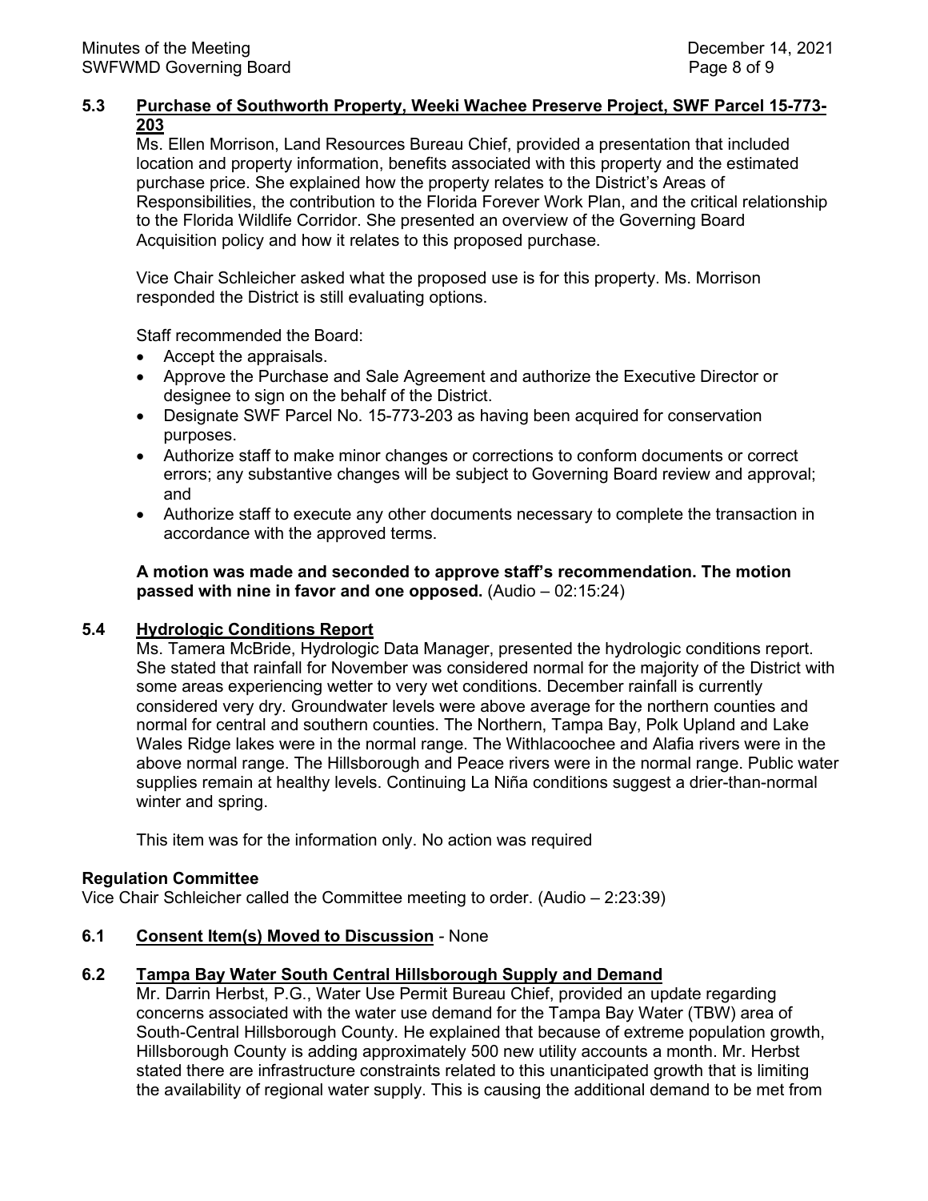**5.3 Purchase of Southworth Property, Weeki Wachee Preserve Project, SWF Parcel 15-773-203**

Ms. Ellen Morrison, Land Resources Bureau Chief, provided a presentation that included location and property information, benefits associated with this property and the estimated purchase price. She explained how the property relates to the District's Areas of Responsibilities, the contribution to the Florida Forever Work Plan, and the critical relationship to the Florida Wildlife Corridor. She presented an overview of the Governing Board Acquisition policy and how it relates to this proposed purchase.

Vice Chair Schleicher asked what the proposed use is for this property. Ms. Morrison responded the District is still evaluating options.

Staff recommended the Board:

- Accept the appraisals.
- Approve the Purchase and Sale Agreement and authorize the Executive Director or designee to sign on the behalf of the District.
- Designate SWF Parcel No. 15-773-203 as having been acquired for conservation purposes.
- Authorize staff to make minor changes or corrections to conform documents or correct errors; any substantive changes will be subject to Governing Board review and approval; and
- Authorize staff to execute any other documents necessary to complete the transaction in accordance with the approved terms.

**A motion was made and seconded to approve staff's recommendation. The motion passed with nine in favor and one opposed.** (Audio – 02:15:24)

**5.4 Hydrologic Conditions Report**

Ms. Tamera McBride, Hydrologic Data Manager, presented the hydrologic conditions report. She stated that rainfall for November was considered normal for the majority of the District with some areas experiencing wetter to very wet conditions. December rainfall is currently considered very dry. Groundwater levels were above average for the northern counties and normal for central and southern counties. The Northern, Tampa Bay, Polk Upland and Lake Wales Ridge lakes were in the normal range. The Withlacoochee and Alafia rivers were in the above normal range. The Hillsborough and Peace rivers were in the normal range. Public water supplies remain at healthy levels. Continuing La Niña conditions suggest a drier-than-normal winter and spring.

This item was for the information only. No action was required

**Regulation Committee**

Vice Chair Schleicher called the Committee meeting to order. (Audio – 2:23:39)

**6.1 Consent Item(s) Moved to Discussion** - None

**6.2 Tampa Bay Water South Central Hillsborough Supply and Demand**

Mr. Darrin Herbst, P.G., Water Use Permit Bureau Chief, provided an update regarding concerns associated with the water use demand for the Tampa Bay Water (TBW) area of South-Central Hillsborough County. He explained that because of extreme population growth, Hillsborough County is adding approximately 500 new utility accounts a month. Mr. Herbst stated there are infrastructure constraints related to this unanticipated growth that is limiting the availability of regional water supply. This is causing the additional demand to be met from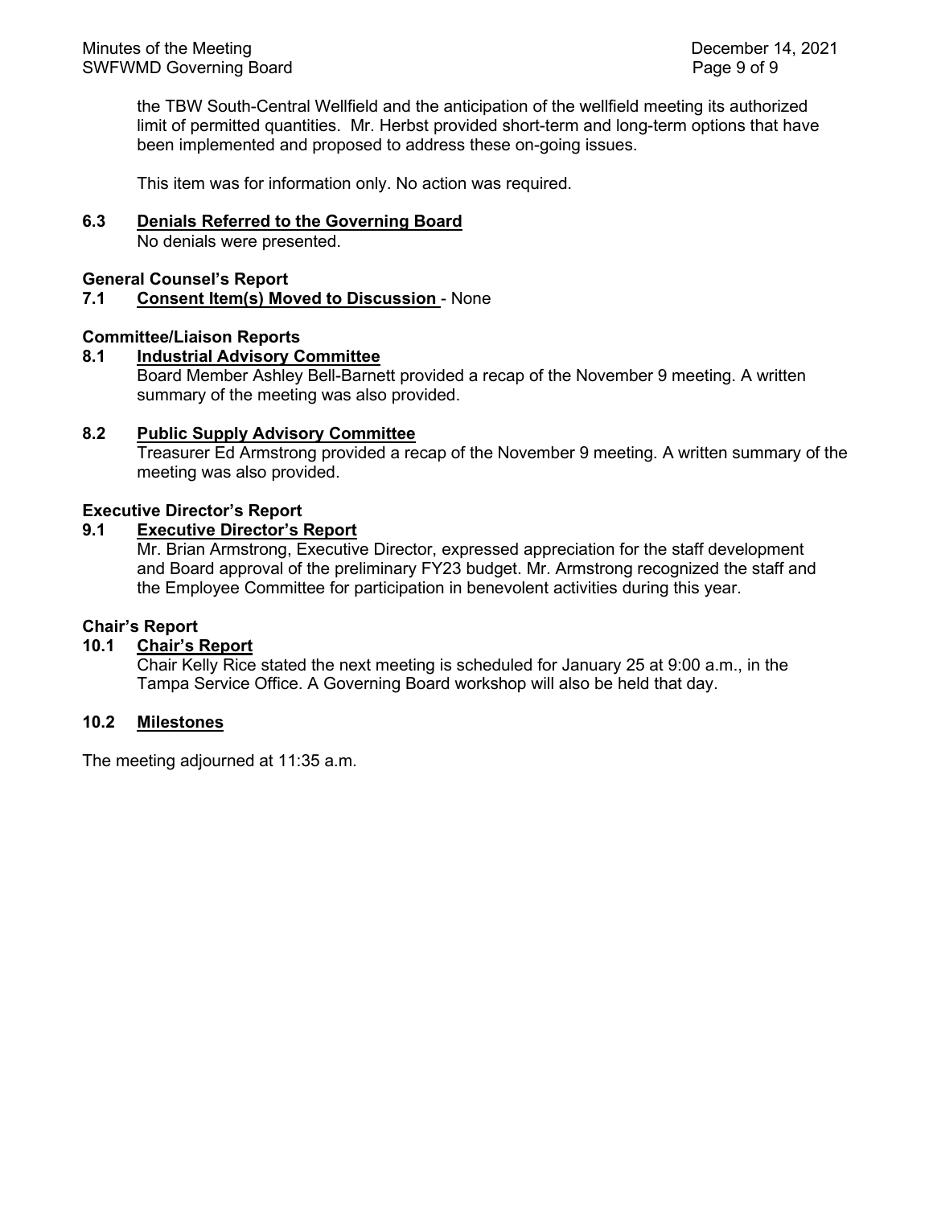the TBW South-Central Wellfield and the anticipation of the wellfield meeting its authorized limit of permitted quantities. Mr. Herbst provided short-term and long-term options that have been implemented and proposed to address these on-going issues.

This item was for information only. No action was required.

**6.3 Denials Referred to the Governing Board**

No denials were presented.

**General Counsel's Report**

**7.1 Consent Item(s) Moved to Discussion** - None

**Committee/Liaison Reports**

**8.1 Industrial Advisory Committee**

Board Member Ashley Bell-Barnett provided a recap of the November 9 meeting. A written summary of the meeting was also provided.

**8.2 Public Supply Advisory Committee**

Treasurer Ed Armstrong provided a recap of the November 9 meeting. A written summary of the meeting was also provided.

**Executive Director's Report**

**9.1 Executive Director's Report**

Mr. Brian Armstrong, Executive Director, expressed appreciation for the staff development and Board approval of the preliminary FY23 budget. Mr. Armstrong recognized the staff and the Employee Committee for participation in benevolent activities during this year.

**Chair's Report**

**10.1 Chair's Report**

Chair Kelly Rice stated the next meeting is scheduled for January 25 at 9:00 a.m., in the Tampa Service Office. A Governing Board workshop will also be held that day.

**10.2 Milestones**

The meeting adjourned at 11:35 a.m.